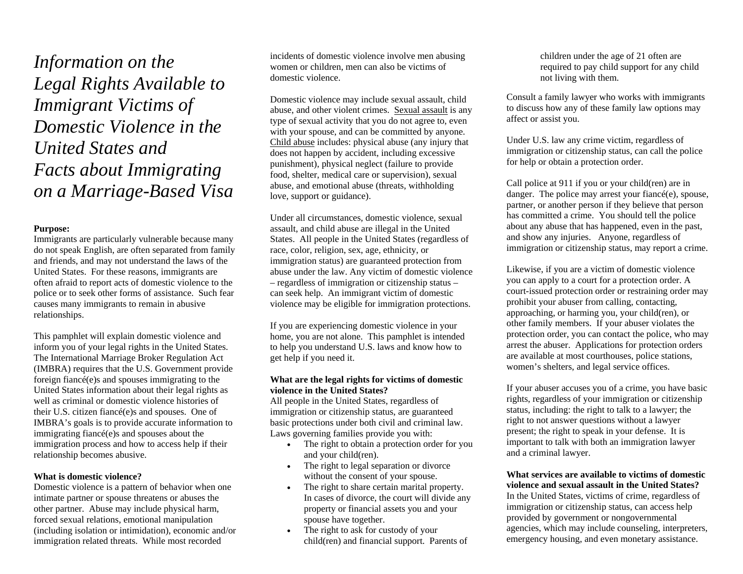# *Information on the Legal Rights Available to Immigrant Victims of Domestic Violence in the United States and Facts about Immigrating on a Marriage-Based Visa*

**Purpose:**

Immigrants are particularly vulnerable because many do not speak English, are often separated from family and friends, and may not understand the laws of the United States. For these reasons, immigrants are often afraid to report acts of domestic violence to the police or to seek other forms of assistance. Such fear causes many immigrants to remain in abusive relationships.

This pamphlet will explain domestic violence and inform you of your legal rights in the United States. The International Marriage Broker Regulation Act (IMBRA) requires that the U.S. Government provide foreign fiancé(e)s and spouses immigrating to the United States information about their legal rights as well as criminal or domestic violence histories of their U.S. citizen fiancé(e)s and spouses. One of IMBRA's goals is to provide accurate information to immigrating fiancé(e)s and spouses about the immigration process and how to access help if their relationship becomes abusive.

**What is domestic violence?**

Domestic violence is a pattern of behavior when one intimate partner or spouse threatens or abuses the other partner. Abuse may include physical harm, forced sexual relations, emotional manipulation (including isolation or intimidation), economic and/or immigration related threats. While most recorded incidents of domestic violence involve men abusing women or children, men can also be victims of domestic violence.

Domestic violence may include sexual assault, child abuse, and other violent crimes. Sexual assault is any type of sexual activity that you do not agree to, even with your spouse, and can be committed by anyone. Child abuse includes: physical abuse (any injury that does not happen by accident, including excessive punishment), physical neglect (failure to provide food, shelter, medical care or supervision), sexual abuse, and emotional abuse (threats, withholding love, support or guidance).

Under all circumstances, domestic violence, sexual assault, and child abuse are illegal in the United States. All people in the United States (regardless of race, color, religion, sex, age, ethnicity, or immigration status) are guaranteed protection from abuse under the law. Any victim of domestic violence – regardless of immigration or citizenship status – can seek help. An immigrant victim of domestic violence may be eligible for immigration protections.

If you are experiencing domestic violence in your home, you are not alone. This pamphlet is intended to help you understand U.S. laws and know how to get help if you need it.

**What are the legal rights for victims of domestic violence in the United States?**

All people in the United States, regardless of immigration or citizenship status, are guaranteed basic protections under both civil and criminal law. Laws governing families provide you with:

- The right to obtain a protection order for you and your child(ren).
- The right to legal separation or divorce without the consent of your spouse.
- The right to share certain marital property. In cases of divorce, the court will divide any property or financial assets you and your spouse have together.
- The right to ask for custody of your child(ren) and financial support. Parents of children under the age of 21 often are required to pay child support for any child not living with them.

Consult a family lawyer who works with immigrants to discuss how any of these family law options may affect or assist you.

Under U.S. law any crime victim, regardless of immigration or citizenship status, can call the police for help or obtain a protection order.

Call police at 911 if you or your child(ren) are in danger. The police may arrest your fiancé(e), spouse, partner, or another person if they believe that person has committed a crime. You should tell the police about any abuse that has happened, even in the past, and show any injuries. Anyone, regardless of immigration or citizenship status, may report a crime.

Likewise, if you are a victim of domestic violence you can apply to a court for a protection order. A court-issued protection order or restraining order may prohibit your abuser from calling, contacting, approaching, or harming you, your child(ren), or other family members. If your abuser violates the protection order, you can contact the police, who may arrest the abuser. Applications for protection orders are available at most courthouses, police stations, women's shelters, and legal service offices.

If your abuser accuses you of a crime, you have basic rights, regardless of your immigration or citizenship status, including: the right to talk to a lawyer; the right to not answer questions without a lawyer present; the right to speak in your defense. It is important to talk with both an immigration lawyer and a criminal lawyer.

**What services are available to victims of domestic violence and sexual assault in the United States?**

In the United States, victims of crime, regardless of immigration or citizenship status, can access help provided by government or nongovernmental agencies, which may include counseling, interpreters, emergency housing, and even monetary assistance.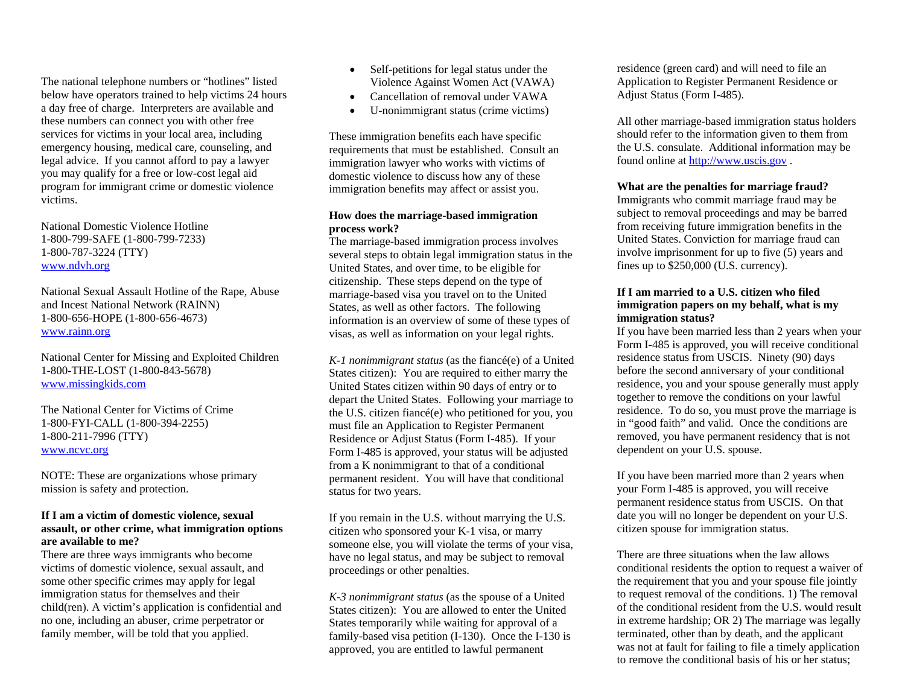The national telephone numbers or "hotlines" listed below have operators trained to help victims 24 hours a day free of charge. Interpreters are available and these numbers can connect you with other free services for victims in your local area, including emergency housing, medical care, counseling, and legal advice. If you cannot afford to pay a lawyer you may qualify for a free or low-cost legal aid program for immigrant crime or domestic violence victims.

National Domestic Violence Hotline
1-800-799-SAFE (1-800-799-7233)
1-800-787-3224 (TTY)
www.ndvh.org

National Sexual Assault Hotline of the Rape, Abuse and Incest National Network (RAINN)
1-800-656-HOPE (1-800-656-4673)
www.rainn.org

National Center for Missing and Exploited Children
1-800-THE-LOST (1-800-843-5678)
www.missingkids.com

The National Center for Victims of Crime
1-800-FYI-CALL (1-800-394-2255)
1-800-211-7996 (TTY)
www.ncvc.org

NOTE: These are organizations whose primary mission is safety and protection.

**If I am a victim of domestic violence, sexual assault, or other crime, what immigration options are available to me?**

There are three ways immigrants who become victims of domestic violence, sexual assault, and some other specific crimes may apply for legal immigration status for themselves and their child(ren). A victim's application is confidential and no one, including an abuser, crime perpetrator or family member, will be told that you applied.

- Self-petitions for legal status under the Violence Against Women Act (VAWA)
- Cancellation of removal under VAWA
- U-nonimmigrant status (crime victims)

These immigration benefits each have specific requirements that must be established. Consult an immigration lawyer who works with victims of domestic violence to discuss how any of these immigration benefits may affect or assist you.

**How does the marriage-based immigration process work?**

The marriage-based immigration process involves several steps to obtain legal immigration status in the United States, and over time, to be eligible for citizenship. These steps depend on the type of marriage-based visa you travel on to the United States, as well as other factors. The following information is an overview of some of these types of visas, as well as information on your legal rights.

*K-1 nonimmigrant status* (as the fiancé(e) of a United States citizen): You are required to either marry the United States citizen within 90 days of entry or to depart the United States. Following your marriage to the U.S. citizen fiancé(e) who petitioned for you, you must file an Application to Register Permanent Residence or Adjust Status (Form I-485). If your Form I-485 is approved, your status will be adjusted from a K nonimmigrant to that of a conditional permanent resident. You will have that conditional status for two years.

If you remain in the U.S. without marrying the U.S. citizen who sponsored your K-1 visa, or marry someone else, you will violate the terms of your visa, have no legal status, and may be subject to removal proceedings or other penalties.

*K-3 nonimmigrant status* (as the spouse of a United States citizen): You are allowed to enter the United States temporarily while waiting for approval of a family-based visa petition (I-130). Once the I-130 is approved, you are entitled to lawful permanent residence (green card) and will need to file an Application to Register Permanent Residence or Adjust Status (Form I-485).

All other marriage-based immigration status holders should refer to the information given to them from the U.S. consulate. Additional information may be found online at http://www.uscis.gov .

**What are the penalties for marriage fraud?**

Immigrants who commit marriage fraud may be subject to removal proceedings and may be barred from receiving future immigration benefits in the United States. Conviction for marriage fraud can involve imprisonment for up to five (5) years and fines up to $250,000 (U.S. currency).

**If I am married to a U.S. citizen who filed immigration papers on my behalf, what is my immigration status?**

If you have been married less than 2 years when your Form I-485 is approved, you will receive conditional residence status from USCIS. Ninety (90) days before the second anniversary of your conditional residence, you and your spouse generally must apply together to remove the conditions on your lawful residence. To do so, you must prove the marriage is in "good faith" and valid. Once the conditions are removed, you have permanent residency that is not dependent on your U.S. spouse.

If you have been married more than 2 years when your Form I-485 is approved, you will receive permanent residence status from USCIS. On that date you will no longer be dependent on your U.S. citizen spouse for immigration status.

There are three situations when the law allows conditional residents the option to request a waiver of the requirement that you and your spouse file jointly to request removal of the conditions. 1) The removal of the conditional resident from the U.S. would result in extreme hardship; OR 2) The marriage was legally terminated, other than by death, and the applicant was not at fault for failing to file a timely application to remove the conditional basis of his or her status;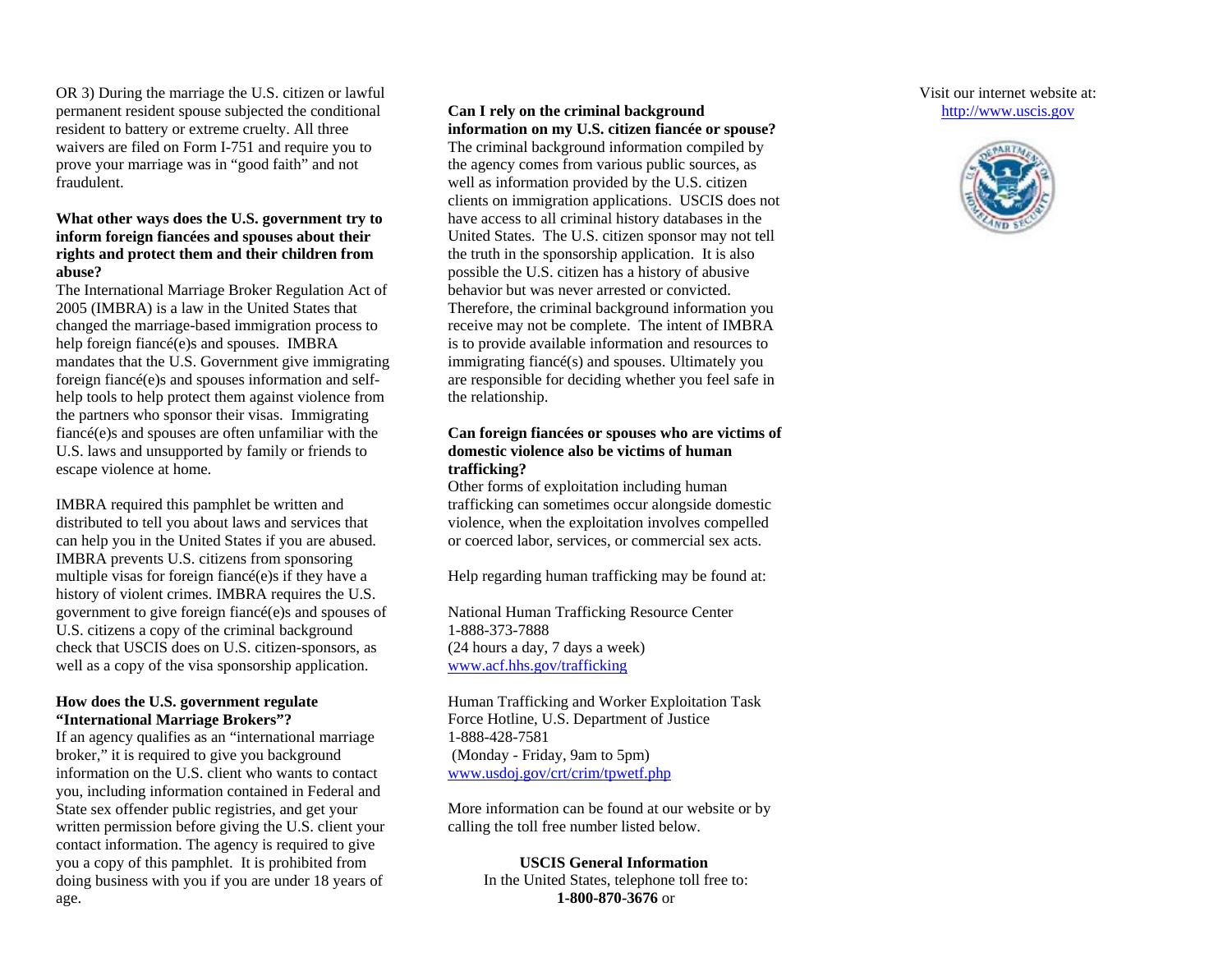OR 3) During the marriage the U.S. citizen or lawful permanent resident spouse subjected the conditional resident to battery or extreme cruelty. All three waivers are filed on Form I-751 and require you to prove your marriage was in "good faith" and not fraudulent.

**What other ways does the U.S. government try to inform foreign fiancées and spouses about their rights and protect them and their children from abuse?**

The International Marriage Broker Regulation Act of 2005 (IMBRA) is a law in the United States that changed the marriage-based immigration process to help foreign fiancé(e)s and spouses. IMBRA mandates that the U.S. Government give immigrating foreign fiancé(e)s and spouses information and self-help tools to help protect them against violence from the partners who sponsor their visas. Immigrating fiancé(e)s and spouses are often unfamiliar with the U.S. laws and unsupported by family or friends to escape violence at home.

IMBRA required this pamphlet be written and distributed to tell you about laws and services that can help you in the United States if you are abused. IMBRA prevents U.S. citizens from sponsoring multiple visas for foreign fiancé(e)s if they have a history of violent crimes. IMBRA requires the U.S. government to give foreign fiancé(e)s and spouses of U.S. citizens a copy of the criminal background check that USCIS does on U.S. citizen-sponsors, as well as a copy of the visa sponsorship application.

**How does the U.S. government regulate "International Marriage Brokers"?**

If an agency qualifies as an "international marriage broker," it is required to give you background information on the U.S. client who wants to contact you, including information contained in Federal and State sex offender public registries, and get your written permission before giving the U.S. client your contact information. The agency is required to give you a copy of this pamphlet. It is prohibited from doing business with you if you are under 18 years of age.

**Can I rely on the criminal background information on my U.S. citizen fiancée or spouse?**

The criminal background information compiled by the agency comes from various public sources, as well as information provided by the U.S. citizen clients on immigration applications. USCIS does not have access to all criminal history databases in the United States. The U.S. citizen sponsor may not tell the truth in the sponsorship application. It is also possible the U.S. citizen has a history of abusive behavior but was never arrested or convicted. Therefore, the criminal background information you receive may not be complete. The intent of IMBRA is to provide available information and resources to immigrating fiancé(s) and spouses. Ultimately you are responsible for deciding whether you feel safe in the relationship.

**Can foreign fiancées or spouses who are victims of domestic violence also be victims of human trafficking?**

Other forms of exploitation including human trafficking can sometimes occur alongside domestic violence, when the exploitation involves compelled or coerced labor, services, or commercial sex acts.

Help regarding human trafficking may be found at:

National Human Trafficking Resource Center
1-888-373-7888
(24 hours a day, 7 days a week)
www.acf.hhs.gov/trafficking

Human Trafficking and Worker Exploitation Task Force Hotline, U.S. Department of Justice
1-888-428-7581
(Monday - Friday, 9am to 5pm)
www.usdoj.gov/crt/crim/tpwetf.php

More information can be found at our website or by calling the toll free number listed below.

**USCIS General Information**
In the United States, telephone toll free to:
**1-800-870-3676** or

Visit our internet website at:
http://www.uscis.gov